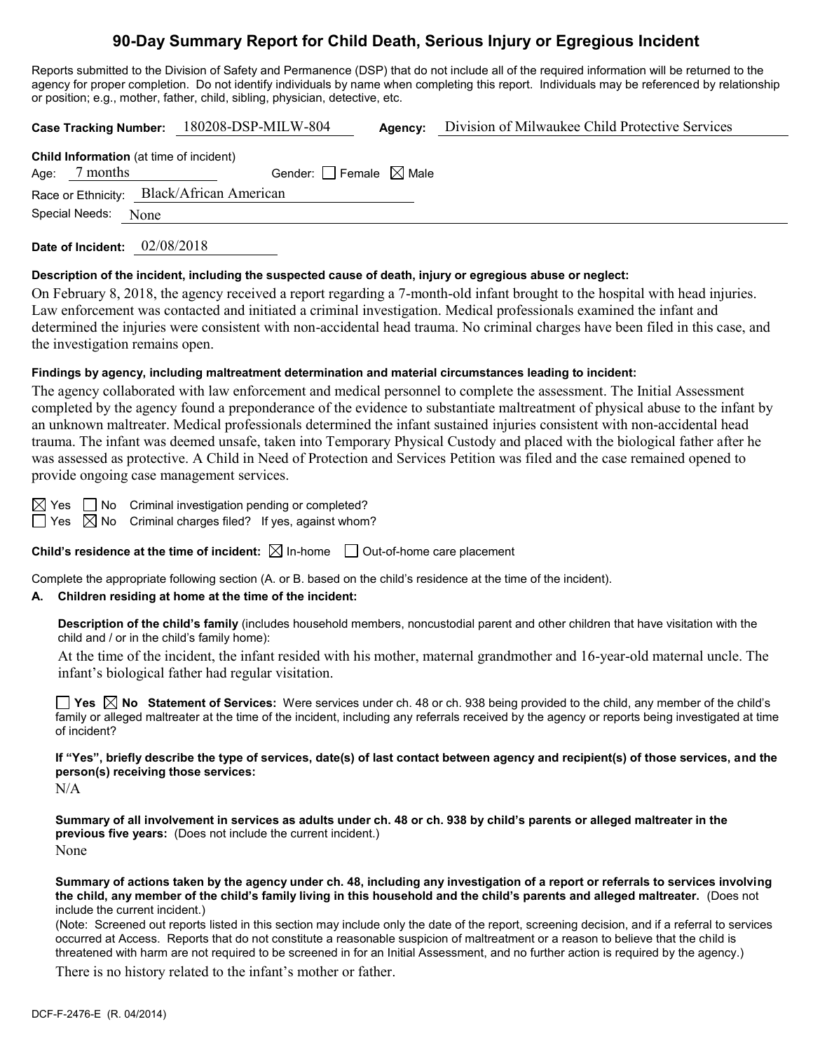# 90-Day Summary Report for Child Death, Serious Injury or Egregious Incident

Reports submitted to the Division of Safety and Permanence (DSP) that do not include all of the required information will be returned to the agency for proper completion. Do not identify individuals by name when completing this report. Individuals may be referenced by relationship or position; e.g., mother, father, child, sibling, physician, detective, etc.

**Case Tracking Number:** 180208-DSP-MILW-804 **Agency:** Division of Milwaukee Child Protective Services

**Child Information** (at time of incident)

Age: 7 months Gender: ☐ Female ☒ Male

Race or Ethnicity: Black/African American

Special Needs: None

**Date of Incident:** 02/08/2018

**Description of the incident, including the suspected cause of death, injury or egregious abuse or neglect:**

On February 8, 2018, the agency received a report regarding a 7-month-old infant brought to the hospital with head injuries. Law enforcement was contacted and initiated a criminal investigation. Medical professionals examined the infant and determined the injuries were consistent with non-accidental head trauma. No criminal charges have been filed in this case, and the investigation remains open.

**Findings by agency, including maltreatment determination and material circumstances leading to incident:**

The agency collaborated with law enforcement and medical personnel to complete the assessment. The Initial Assessment completed by the agency found a preponderance of the evidence to substantiate maltreatment of physical abuse to the infant by an unknown maltreater. Medical professionals determined the infant sustained injuries consistent with non-accidental head trauma. The infant was deemed unsafe, taken into Temporary Physical Custody and placed with the biological father after he was assessed as protective. A Child in Need of Protection and Services Petition was filed and the case remained opened to provide ongoing case management services.

☒ Yes ☐ No Criminal investigation pending or completed?

☐ Yes ☒ No Criminal charges filed? If yes, against whom?

**Child's residence at the time of incident:** ☒ In-home ☐ Out-of-home care placement

Complete the appropriate following section (A. or B. based on the child's residence at the time of the incident).

**A. Children residing at home at the time of the incident:**

**Description of the child's family** (includes household members, noncustodial parent and other children that have visitation with the child and / or in the child's family home):

At the time of the incident, the infant resided with his mother, maternal grandmother and 16-year-old maternal uncle. The infant's biological father had regular visitation.

☐ **Yes** ☒ **No Statement of Services:** Were services under ch. 48 or ch. 938 being provided to the child, any member of the child's family or alleged maltreater at the time of the incident, including any referrals received by the agency or reports being investigated at time of incident?

**If "Yes", briefly describe the type of services, date(s) of last contact between agency and recipient(s) of those services, and the person(s) receiving those services:**

N/A

**Summary of all involvement in services as adults under ch. 48 or ch. 938 by child's parents or alleged maltreater in the previous five years:** (Does not include the current incident.)

None

**Summary of actions taken by the agency under ch. 48, including any investigation of a report or referrals to services involving the child, any member of the child's family living in this household and the child's parents and alleged maltreater.** (Does not include the current incident.)

(Note: Screened out reports listed in this section may include only the date of the report, screening decision, and if a referral to services occurred at Access. Reports that do not constitute a reasonable suspicion of maltreatment or a reason to believe that the child is threatened with harm are not required to be screened in for an Initial Assessment, and no further action is required by the agency.)

There is no history related to the infant's mother or father.

DCF-F-2476-E (R. 04/2014)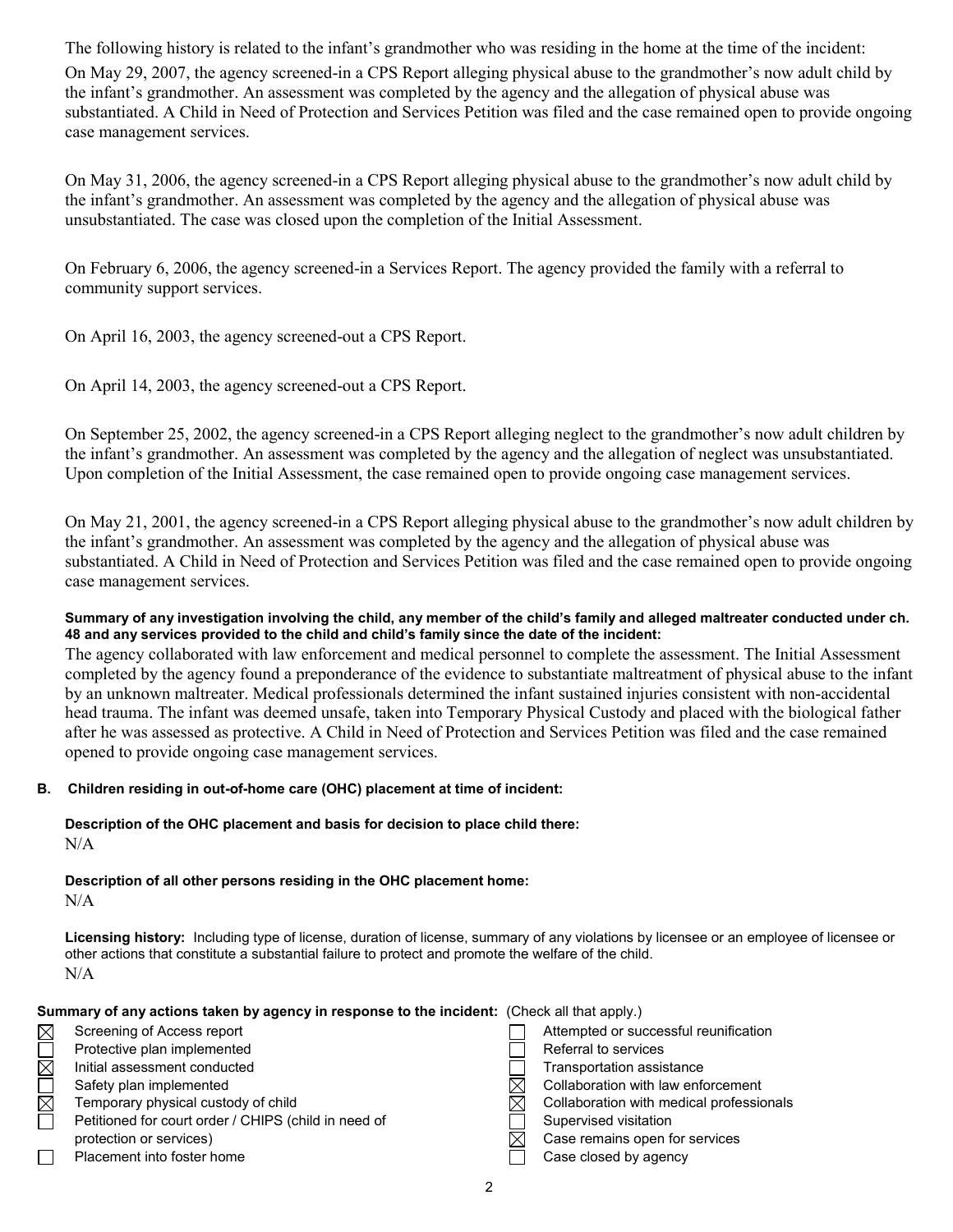The following history is related to the infant's grandmother who was residing in the home at the time of the incident:

On May 29, 2007, the agency screened-in a CPS Report alleging physical abuse to the grandmother's now adult child by the infant's grandmother. An assessment was completed by the agency and the allegation of physical abuse was substantiated. A Child in Need of Protection and Services Petition was filed and the case remained open to provide ongoing case management services.

On May 31, 2006, the agency screened-in a CPS Report alleging physical abuse to the grandmother's now adult child by the infant's grandmother. An assessment was completed by the agency and the allegation of physical abuse was unsubstantiated. The case was closed upon the completion of the Initial Assessment.

On February 6, 2006, the agency screened-in a Services Report. The agency provided the family with a referral to community support services.

On April 16, 2003, the agency screened-out a CPS Report.

On April 14, 2003, the agency screened-out a CPS Report.

On September 25, 2002, the agency screened-in a CPS Report alleging neglect to the grandmother's now adult children by the infant's grandmother. An assessment was completed by the agency and the allegation of neglect was unsubstantiated. Upon completion of the Initial Assessment, the case remained open to provide ongoing case management services.

On May 21, 2001, the agency screened-in a CPS Report alleging physical abuse to the grandmother's now adult children by the infant's grandmother. An assessment was completed by the agency and the allegation of physical abuse was substantiated. A Child in Need of Protection and Services Petition was filed and the case remained open to provide ongoing case management services.

**Summary of any investigation involving the child, any member of the child's family and alleged maltreater conducted under ch. 48 and any services provided to the child and child's family since the date of the incident:**

The agency collaborated with law enforcement and medical personnel to complete the assessment. The Initial Assessment completed by the agency found a preponderance of the evidence to substantiate maltreatment of physical abuse to the infant by an unknown maltreater. Medical professionals determined the infant sustained injuries consistent with non-accidental head trauma. The infant was deemed unsafe, taken into Temporary Physical Custody and placed with the biological father after he was assessed as protective. A Child in Need of Protection and Services Petition was filed and the case remained opened to provide ongoing case management services.

**B. Children residing in out-of-home care (OHC) placement at time of incident:**

**Description of the OHC placement and basis for decision to place child there:**

N/A

**Description of all other persons residing in the OHC placement home:**

N/A

**Licensing history:** Including type of license, duration of license, summary of any violations by licensee or an employee of licensee or other actions that constitute a substantial failure to protect and promote the welfare of the child.

N/A

**Summary of any actions taken by agency in response to the incident:** (Check all that apply.)

- [x] Screening of Access report
- [ ] Protective plan implemented
- [x] Initial assessment conducted
- [ ] Safety plan implemented
- [x] Temporary physical custody of child
- [ ] Petitioned for court order / CHIPS (child in need of protection or services)
- [ ] Placement into foster home
- [ ] Attempted or successful reunification
- [ ] Referral to services
- [ ] Transportation assistance
- [x] Collaboration with law enforcement
- [x] Collaboration with medical professionals
- [ ] Supervised visitation
- [x] Case remains open for services
- [ ] Case closed by agency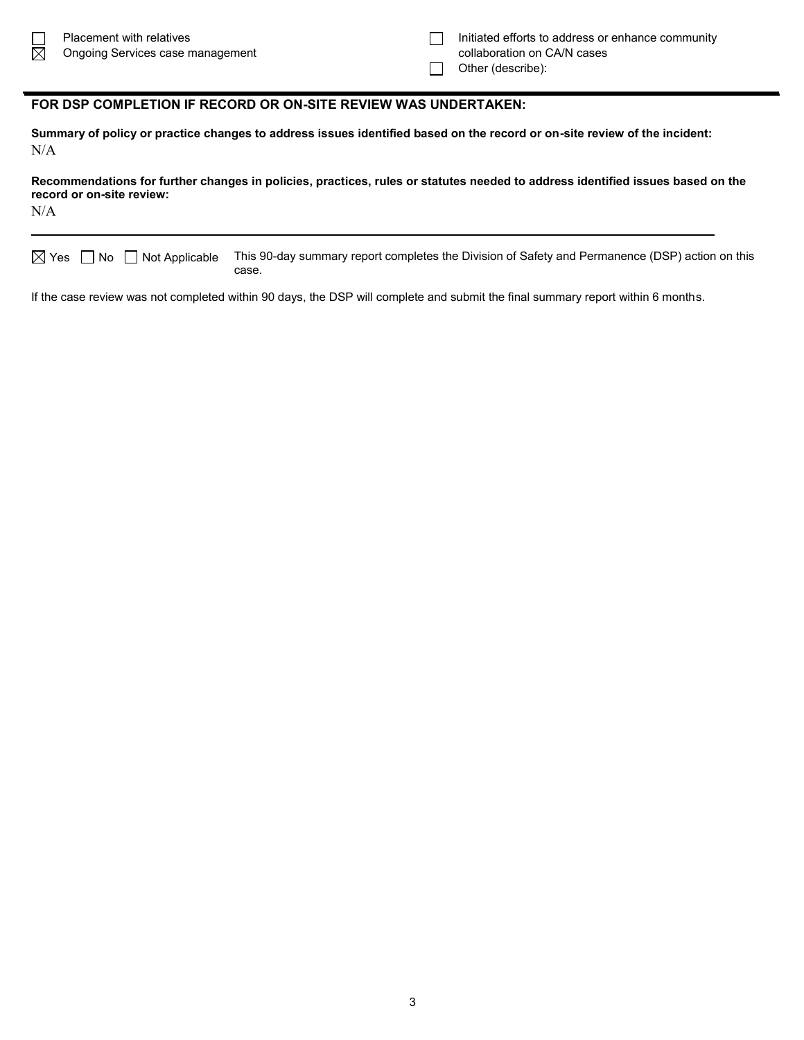- [ ] Placement with relatives
- [x] Ongoing Services case management
- [ ] Initiated efforts to address or enhance community collaboration on CA/N cases
- [ ] Other (describe):

---

**FOR DSP COMPLETION IF RECORD OR ON-SITE REVIEW WAS UNDERTAKEN:**

**Summary of policy or practice changes to address issues identified based on the record or on-site review of the incident:**

N/A

**Recommendations for further changes in policies, practices, rules or statutes needed to address identified issues based on the record or on-site review:**

N/A

---

[x] Yes [ ] No [ ] Not Applicable — This 90-day summary report completes the Division of Safety and Permanence (DSP) action on this case.

If the case review was not completed within 90 days, the DSP will complete and submit the final summary report within 6 months.